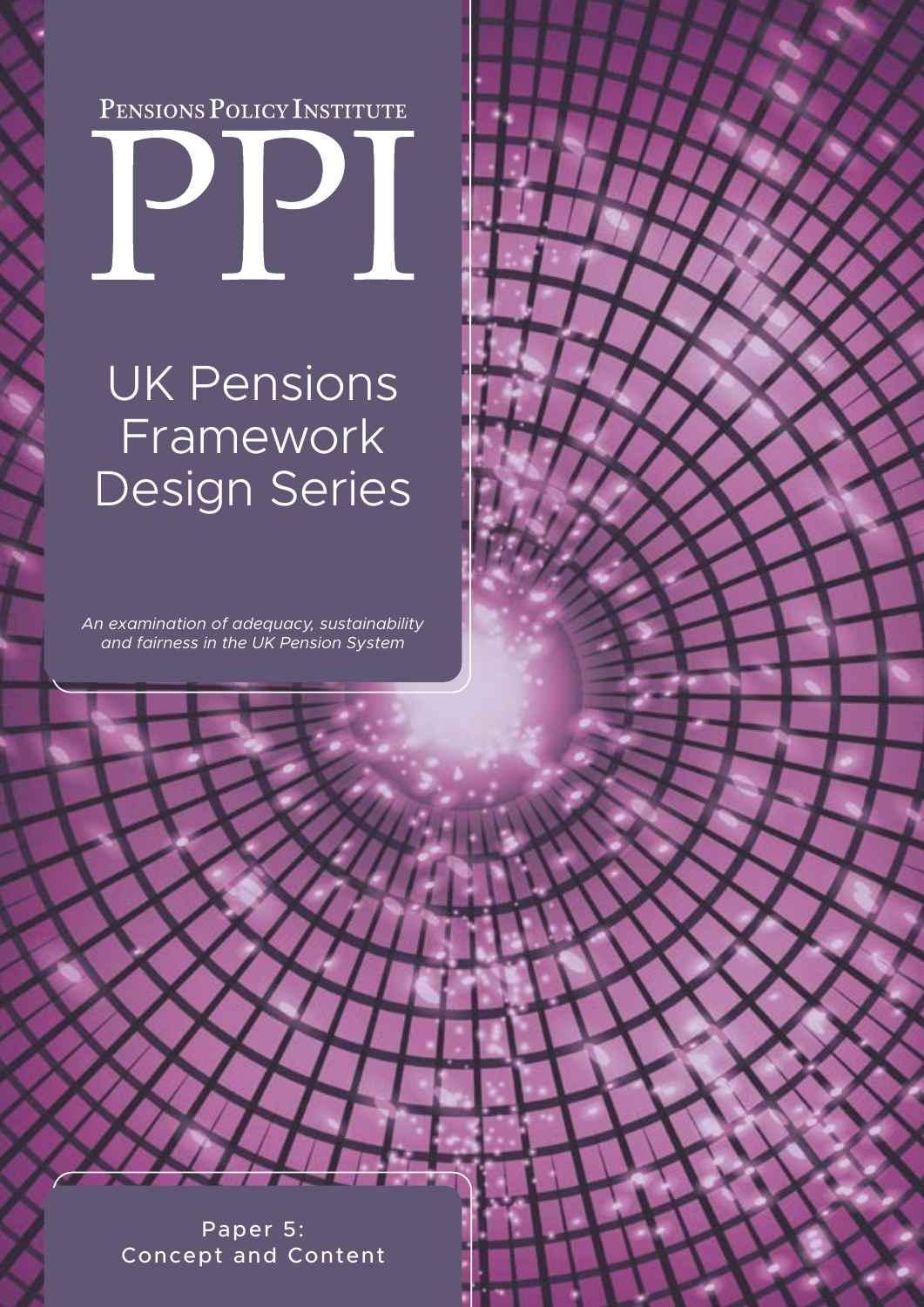Pensions Policy Institute

# PPI

# UK Pensions Framework Design Series

*An examination of adequacy, sustainability and fairness in the UK Pension System*

Paper 5: Concept and Content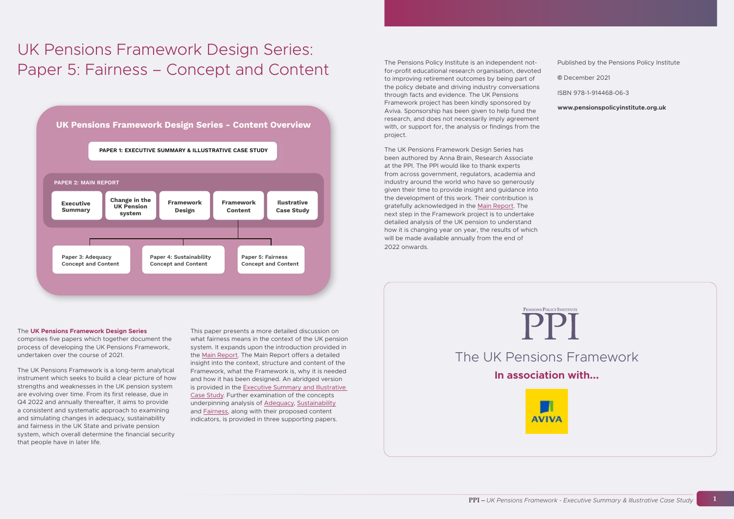# UK Pensions Framework Design Series: Paper 5: Fairness – Concept and Content

**UK Pensions Framework Design Series - Content Overview**

**PAPER 1: EXECUTIVE SUMMARY & ILLUSTRATIVE CASE STUDY**

**PAPER 2: MAIN REPORT**

- **Executive Summary**
- **Change in the UK Pension system**
- **Framework Design**
- **Framework Content**
- **Ilustrative Case Study**

- **Paper 3: Adequacy Concept and Content**
- **Paper 4: Sustainability Concept and Content**
- **Paper 5: Fairness Concept and Content**

The **UK Pensions Framework Design Series** comprises five papers which together document the process of developing the UK Pensions Framework, undertaken over the course of 2021.

The UK Pensions Framework is a long-term analytical instrument which seeks to build a clear picture of how strengths and weaknesses in the UK pension system are evolving over time. From its first release, due in Q4 2022 and annually thereafter, it aims to provide a consistent and systematic approach to examining and simulating changes in adequacy, sustainability and fairness in the UK State and private pension system, which overall determine the financial security that people have in later life.

This paper presents a more detailed discussion on what fairness means in the context of the UK pension system. It expands upon the introduction provided in the Main Report. The Main Report offers a detailed insight into the context, structure and content of the Framework, what the Framework is, why it is needed and how it has been designed. An abridged version is provided in the Executive Summary and Illustrative Case Study. Further examination of the concepts underpinning analysis of Adequacy, Sustainability and Fairness, along with their proposed content indicators, is provided in three supporting papers.

The Pensions Policy Institute is an independent not-for-profit educational research organisation, devoted to improving retirement outcomes by being part of the policy debate and driving industry conversations through facts and evidence. The UK Pensions Framework project has been kindly sponsored by Aviva. Sponsorship has been given to help fund the research, and does not necessarily imply agreement with, or support for, the analysis or findings from the project.

The UK Pensions Framework Design Series has been authored by Anna Brain, Research Associate at the PPI. The PPI would like to thank experts from across government, regulators, academia and industry around the world who have so generously given their time to provide insight and guidance into the development of this work. Their contribution is gratefully acknowledged in the Main Report. The next step in the Framework project is to undertake detailed analysis of the UK pension to understand how it is changing year on year, the results of which will be made available annually from the end of 2022 onwards.

Published by the Pensions Policy Institute

© December 2021

ISBN 978-1-914468-06-3

**www.pensionspolicyinstitute.org.uk**

Pensions Policy Institute

PPI

The UK Pensions Framework

**In association with...**

AVIVA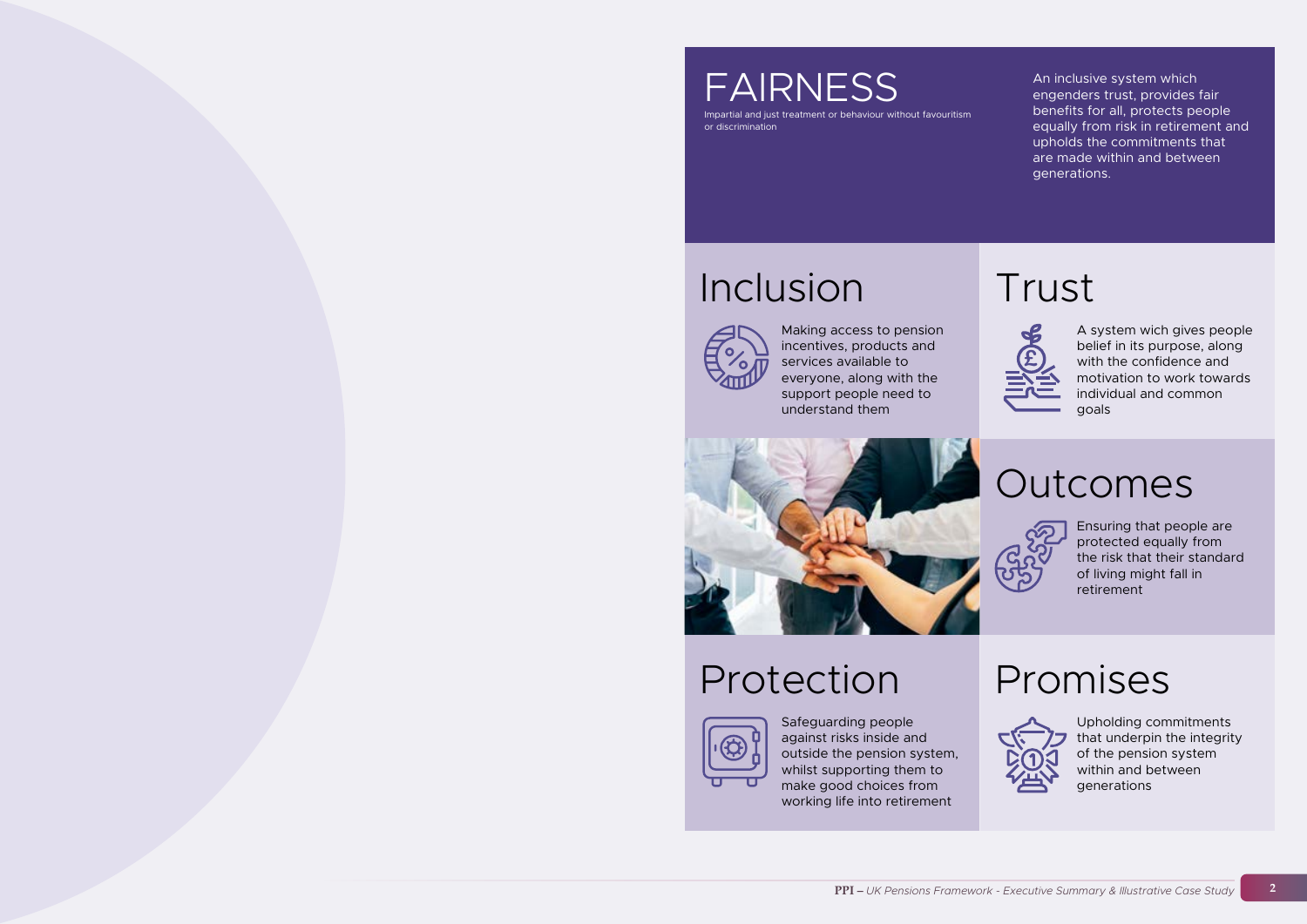# FAIRNESS

Impartial and just treatment or behaviour without favouritism or discrimination

An inclusive system which engenders trust, provides fair benefits for all, protects people equally from risk in retirement and upholds the commitments that are made within and between generations.

## Inclusion

Making access to pension incentives, products and services available to everyone, along with the support people need to understand them

## Trust

A system wich gives people belief in its purpose, along with the confidence and motivation to work towards individual and common goals

## Outcomes

Ensuring that people are protected equally from the risk that their standard of living might fall in retirement

## Protection

Safeguarding people against risks inside and outside the pension system, whilst supporting them to make good choices from working life into retirement

## Promises

Upholding commitments that underpin the integrity of the pension system within and between generations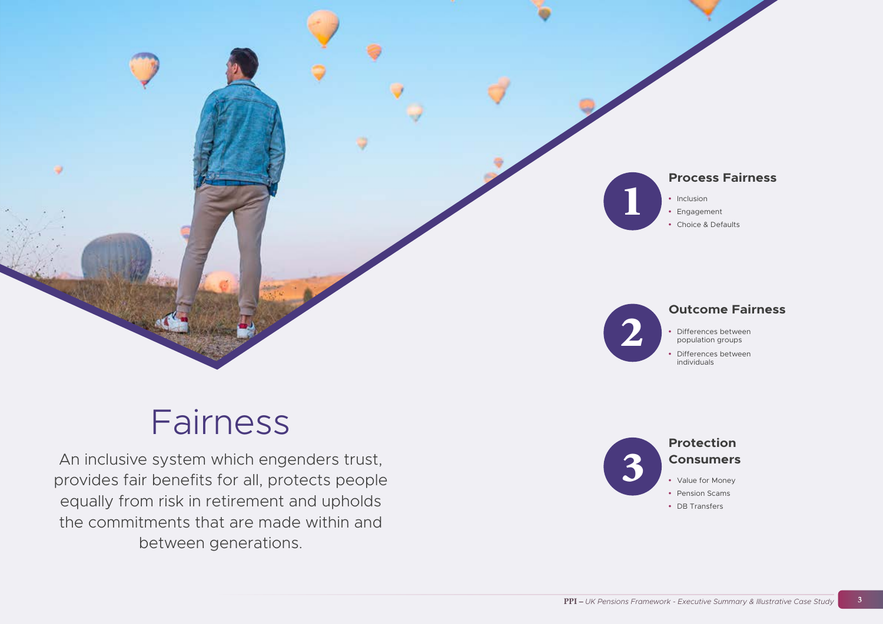# Fairness

An inclusive system which engenders trust, provides fair benefits for all, protects people equally from risk in retirement and upholds the commitments that are made within and between generations.

## 1 Process Fairness

- Inclusion
- Engagement
- Choice & Defaults

## 2 Outcome Fairness

- Differences between population groups
- Differences between individuals

## 3 Protection Consumers

- Value for Money
- Pension Scams
- DB Transfers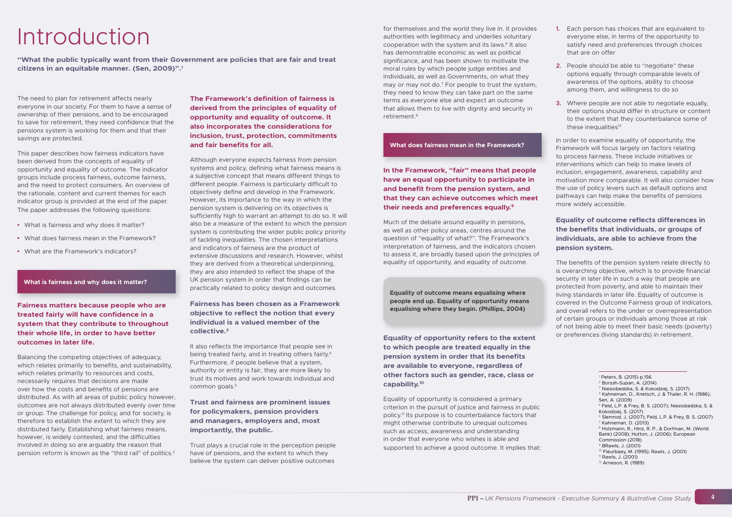# Introduction

**"What the public typically want from their Government are policies that are fair and treat citizens in an equitable manner. (Sen, 2009)".[1]**

The need to plan for retirement affects nearly everyone in our society. For them to have a sense of ownership of their pensions, and to be encouraged to save for retirement, they need confidence that the pensions system is working for them and that their savings are protected.

This paper describes how fairness indicators have been derived from the concepts of equality of opportunity and equality of outcome. The indicator groups include process fairness, outcome fairness, and the need to protect consumers. An overview of the rationale, content and current themes for each indicator group is provided at the end of the paper. The paper addresses the following questions:

- What is fairness and why does it matter?
- What does fairness mean in the Framework?
- What are the Framework's indicators?

## What is fairness and why does it matter?

**Fairness matters because people who are treated fairly will have confidence in a system that they contribute to throughout their whole life, in order to have better outcomes in later life.**

Balancing the competing objectives of adequacy, which relates primarily to benefits, and sustainability, which relates primarily to resources and costs, necessarily requires that decisions are made over how the costs and benefits of pensions are distributed. As with all areas of public policy however, outcomes are not always distributed evenly over time or group. The challenge for policy, and for society, is therefore to establish the extent to which they are distributed fairly. Establishing what fairness means, however, is widely contested, and the difficulties involved in doing so are arguably the reason that pension reform is known as the "third rail" of politics.[2]

**The Framework's definition of fairness is derived from the principles of equality of opportunity and equality of outcome. It also incorporates the considerations for inclusion, trust, protection, commitments and fair benefits for all.**

Although everyone expects fairness from pension systems and policy, defining what fairness means is a subjective concept that means different things to different people. Fairness is particularly difficult to objectively define and develop in the Framework. However, its importance to the way in which the pension system is delivering on its objectives is sufficiently high to warrant an attempt to do so. It will also be a measure of the extent to which the pension system is contributing the wider public policy priority of tackling inequalities. The chosen interpretations and indicators of fairness are the product of extensive discussions and research. However, whilst they are derived from a theoretical underpinning, they are also intended to reflect the shape of the UK pension system in order that findings can be practically related to policy design and outcomes.

**Fairness has been chosen as a Framework objective to reflect the notion that every individual is a valued member of the collective.[3]**

It also reflects the importance that people see in being treated fairly, and in treating others fairly.[4] Furthermore, if people believe that a system, authority or entity is fair, they are more likely to trust its motives and work towards individual and common goals.[5]

**Trust and fairness are prominent issues for policymakers, pension providers and managers, employers and, most importantly, the public.**

Trust plays a crucial role in the perception people have of pensions, and the extent to which they believe the system can deliver positive outcomes for themselves and the world they live in. It provides authorities with legitimacy and underlies voluntary cooperation with the system and its laws.[6] It also has demonstrable economic as well as political significance, and has been shown to motivate the moral rules by which people judge entities and individuals, as well as Governments, on what they may or may not do.[7] For people to trust the system, they need to know they can take part on the same terms as everyone else and expect an outcome that allows them to live with dignity and security in retirement.[8]

## What does fairness mean in the Framework?

**In the Framework, "fair" means that people have an equal opportunity to participate in and benefit from the pension system, and that they can achieve outcomes which meet their needs and preferences equally.[9]**

Much of the debate around equality in pensions, as well as other policy areas, centres around the question of "equality of what?". The Framework's interpretation of fairness, and the indicators chosen to assess it, are broadly based upon the principles of equality of opportunity, and equality of outcome.

**Equality of outcome means equalising where people end up. Equality of opportunity means equalising where they begin. (Phillips, 2004)**

**Equality of opportunity refers to the extent to which people are treated equally in the pension system in order that its benefits are available to everyone, regardless of other factors such as gender, race, class or capability.[10]**

Equality of opportunity is considered a primary criterion in the pursuit of justice and fairness in public policy.[11] Its purpose is to counterbalance factors that might otherwise contribute to unequal outcomes such as access, awareness and understanding in order that everyone who wishes is able and supported to achieve a good outcome. It implies that:

1. Each person has choices that are equivalent to everyone else, in terms of the opportunity to satisfy need and preferences through choices that are on offer
2. People should be able to "negotiate" these options equally through comparable levels of awareness of the options, ability to choose among them, and willingness to do so
3. Where people are not able to negotiate equally, their options should differ in structure or content to the extent that they counterbalance some of these inequalities[12]

In order to examine equality of opportunity, the Framework will focus largely on factors relating to process fairness. These include initiatives or interventions which can help to make levels of inclusion, engagement, awareness, capability and motivation more comparable. It will also consider how the use of policy levers such as default options and pathways can help make the benefits of pensions more widely accessible.

**Equality of outcome reflects differences in the benefits that individuals, or groups of individuals, are able to achieve from the pension system.**

The benefits of the pension system relate directly to is overarching objective, which is to provide financial security in later life in such a way that people are protected from poverty, and able to maintain their living standards in later life. Equality of outcome is covered in the Outcome Fairness group of indicators, and overall refers to the under or overrepresentation of certain groups or individuals among those at risk of not being able to meet their basic needs (poverty) or preferences (living standards) in retirement.

---

[1] Peters, B. (2015) p.156
[2] Borssh-Supan, A. (2014)
[3] Niesiobedzka, S. & Kokodziej, S. (2017)
[4] Kahneman, D., Knetsch, J. & Thaler, R. H. (1986); Sen, A. (2009)
[5] Feld, L.P. & Frey, B. S. (2007); Niesiobedzka, S. & Kokodziej, S. (2017)
[6] Slemrod, J. (2007); Feld, L.P. & Frey, B. S. (2007)
[7] Kahneman, D. (2013)
[8] Holzmann, R., Hinz, R. P., & Dorfman, M. (World Bank) (2008); Hutton, J. (2006); European Commission (2018)
[9] BRawls, J. (2001)
[10] Fleurbaey, M. (1995); Rawls, J. (2001)
[11] Rawls, J. (2001)
[12] Arneson, R. (1989)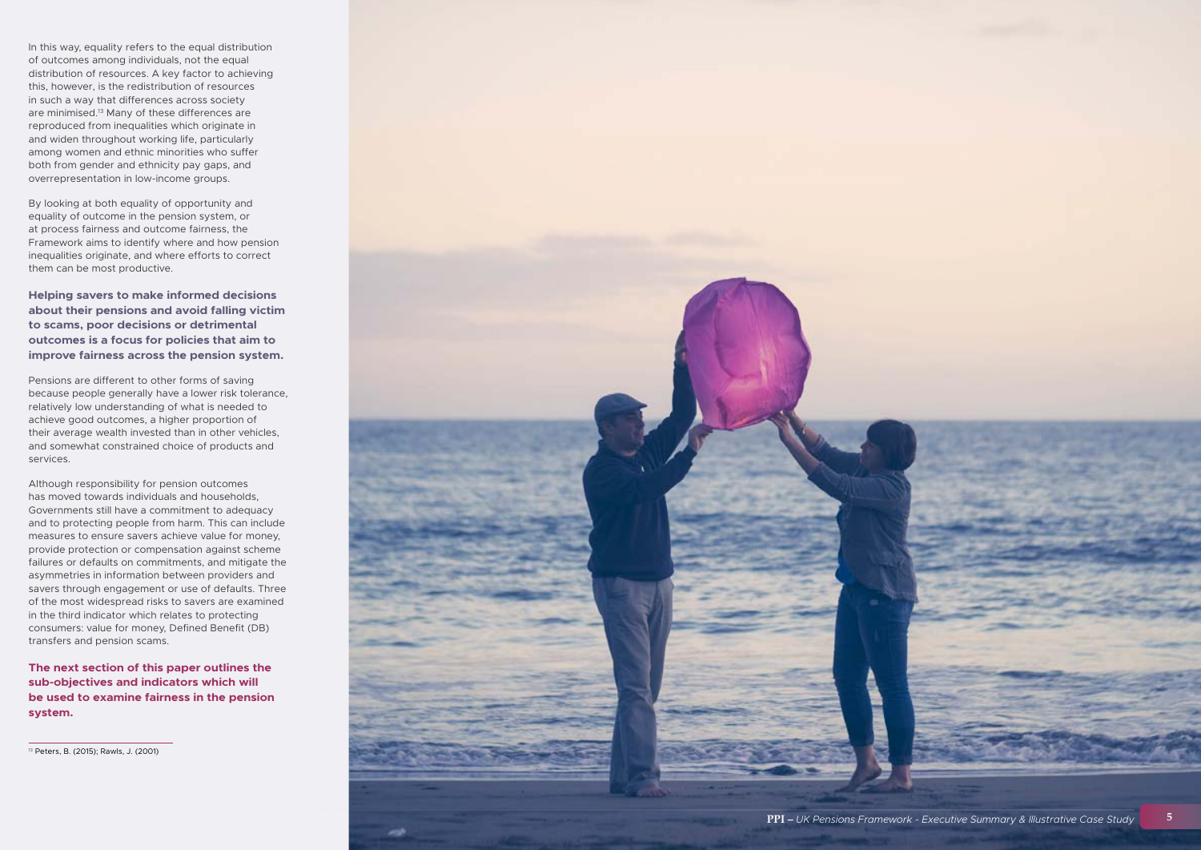In this way, equality refers to the equal distribution of outcomes among individuals, not the equal distribution of resources. A key factor to achieving this, however, is the redistribution of resources in such a way that differences across society are minimised.[13] Many of these differences are reproduced from inequalities which originate in and widen throughout working life, particularly among women and ethnic minorities who suffer both from gender and ethnicity pay gaps, and overrepresentation in low-income groups.

By looking at both equality of opportunity and equality of outcome in the pension system, or at process fairness and outcome fairness, the Framework aims to identify where and how pension inequalities originate, and where efforts to correct them can be most productive.

**Helping savers to make informed decisions about their pensions and avoid falling victim to scams, poor decisions or detrimental outcomes is a focus for policies that aim to improve fairness across the pension system.**

Pensions are different to other forms of saving because people generally have a lower risk tolerance, relatively low understanding of what is needed to achieve good outcomes, a higher proportion of their average wealth invested than in other vehicles, and somewhat constrained choice of products and services.

Although responsibility for pension outcomes has moved towards individuals and households, Governments still have a commitment to adequacy and to protecting people from harm. This can include measures to ensure savers achieve value for money, provide protection or compensation against scheme failures or defaults on commitments, and mitigate the asymmetries in information between providers and savers through engagement or use of defaults. Three of the most widespread risks to savers are examined in the third indicator which relates to protecting consumers: value for money, Defined Benefit (DB) transfers and pension scams.

**The next section of this paper outlines the sub-objectives and indicators which will be used to examine fairness in the pension system.**

---

[13] Peters, B. (2015); Rawls, J. (2001)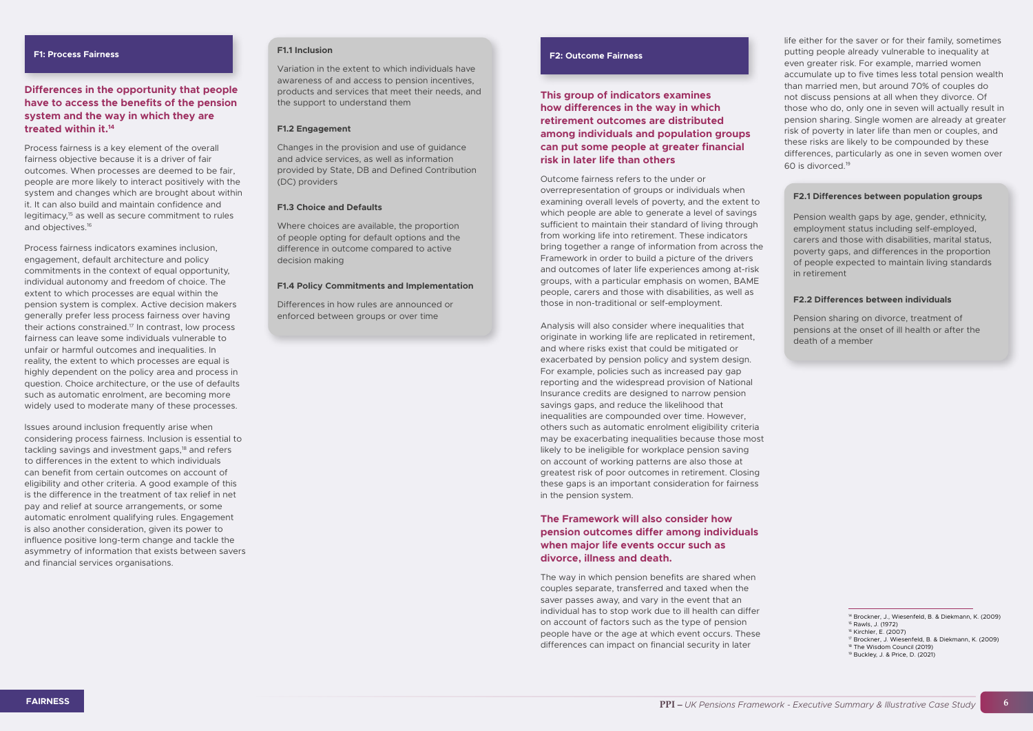## F1: Process Fairness

### Differences in the opportunity that people have to access the benefits of the pension system and the way in which they are treated within it.[14]

Process fairness is a key element of the overall fairness objective because it is a driver of fair outcomes. When processes are deemed to be fair, people are more likely to interact positively with the system and changes which are brought about within it. It can also build and maintain confidence and legitimacy,[15] as well as secure commitment to rules and objectives.[16]

Process fairness indicators examines inclusion, engagement, default architecture and policy commitments in the context of equal opportunity, individual autonomy and freedom of choice. The extent to which processes are equal within the pension system is complex. Active decision makers generally prefer less process fairness over having their actions constrained.[17] In contrast, low process fairness can leave some individuals vulnerable to unfair or harmful outcomes and inequalities. In reality, the extent to which processes are equal is highly dependent on the policy area and process in question. Choice architecture, or the use of defaults such as automatic enrolment, are becoming more widely used to moderate many of these processes.

Issues around inclusion frequently arise when considering process fairness. Inclusion is essential to tackling savings and investment gaps,[18] and refers to differences in the extent to which individuals can benefit from certain outcomes on account of eligibility and other criteria. A good example of this is the difference in the treatment of tax relief in net pay and relief at source arrangements, or some automatic enrolment qualifying rules. Engagement is also another consideration, given its power to influence positive long-term change and tackle the asymmetry of information that exists between savers and financial services organisations.

**F1.1 Inclusion**

Variation in the extent to which individuals have awareness of and access to pension incentives, products and services that meet their needs, and the support to understand them

**F1.2 Engagement**

Changes in the provision and use of guidance and advice services, as well as information provided by State, DB and Defined Contribution (DC) providers

**F1.3 Choice and Defaults**

Where choices are available, the proportion of people opting for default options and the difference in outcome compared to active decision making

**F1.4 Policy Commitments and Implementation**

Differences in how rules are announced or enforced between groups or over time

## F2: Outcome Fairness

### This group of indicators examines how differences in the way in which retirement outcomes are distributed among individuals and population groups can put some people at greater financial risk in later life than others

Outcome fairness refers to the under or overrepresentation of groups or individuals when examining overall levels of poverty, and the extent to which people are able to generate a level of savings sufficient to maintain their standard of living through from working life into retirement. These indicators bring together a range of information from across the Framework in order to build a picture of the drivers and outcomes of later life experiences among at-risk groups, with a particular emphasis on women, BAME people, carers and those with disabilities, as well as those in non-traditional or self-employment.

Analysis will also consider where inequalities that originate in working life are replicated in retirement, and where risks exist that could be mitigated or exacerbated by pension policy and system design. For example, policies such as increased pay gap reporting and the widespread provision of National Insurance credits are designed to narrow pension savings gaps, and reduce the likelihood that inequalities are compounded over time. However, others such as automatic enrolment eligibility criteria may be exacerbating inequalities because those most likely to be ineligible for workplace pension saving on account of working patterns are also those at greatest risk of poor outcomes in retirement. Closing these gaps is an important consideration for fairness in the pension system.

### The Framework will also consider how pension outcomes differ among individuals when major life events occur such as divorce, illness and death.

The way in which pension benefits are shared when couples separate, transferred and taxed when the saver passes away, and vary in the event that an individual has to stop work due to ill health can differ on account of factors such as the type of pension people have or the age at which event occurs. These differences can impact on financial security in later life either for the saver or for their family, sometimes putting people already vulnerable to inequality at even greater risk. For example, married women accumulate up to five times less total pension wealth than married men, but around 70% of couples do not discuss pensions at all when they divorce. Of those who do, only one in seven will actually result in pension sharing. Single women are already at greater risk of poverty in later life than men or couples, and these risks are likely to be compounded by these differences, particularly as one in seven women over 60 is divorced.[19]

**F2.1 Differences between population groups**

Pension wealth gaps by age, gender, ethnicity, employment status including self-employed, carers and those with disabilities, marital status, poverty gaps, and differences in the proportion of people expected to maintain living standards in retirement

**F2.2 Differences between individuals**

Pension sharing on divorce, treatment of pensions at the onset of ill health or after the death of a member

---

[14] Brockner, J., Wiesenfeld, B. & Diekmann, K. (2009)
[15] Rawls, J. (1972)
[16] Kirchler, E. (2007)
[17] Brockner, J. Wiesenfeld, B. & Diekmann, K. (2009)
[18] The Wisdom Council (2019)
[19] Buckley, J. & Price, D. (2021)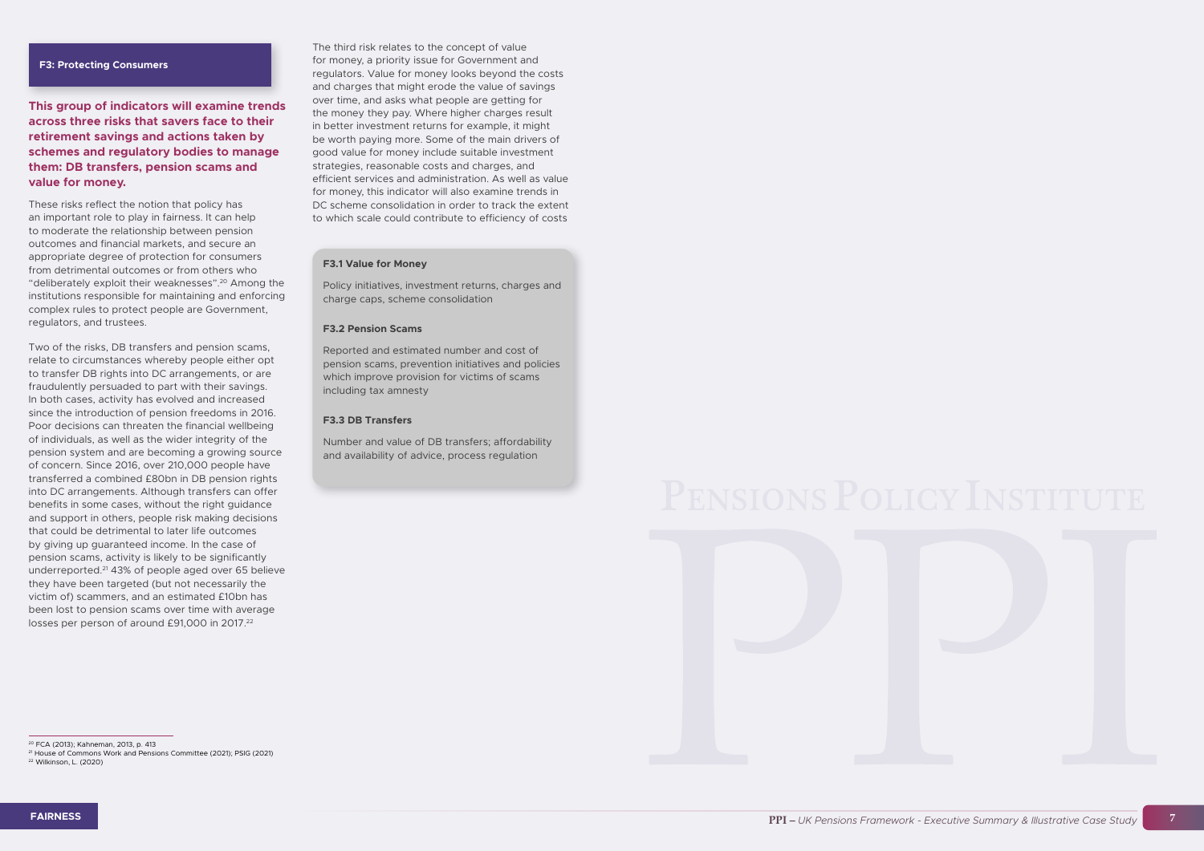## F3: Protecting Consumers

**This group of indicators will examine trends across three risks that savers face to their retirement savings and actions taken by schemes and regulatory bodies to manage them: DB transfers, pension scams and value for money.**

These risks reflect the notion that policy has an important role to play in fairness. It can help to moderate the relationship between pension outcomes and financial markets, and secure an appropriate degree of protection for consumers from detrimental outcomes or from others who "deliberately exploit their weaknesses".[20] Among the institutions responsible for maintaining and enforcing complex rules to protect people are Government, regulators, and trustees.

Two of the risks, DB transfers and pension scams, relate to circumstances whereby people either opt to transfer DB rights into DC arrangements, or are fraudulently persuaded to part with their savings. In both cases, activity has evolved and increased since the introduction of pension freedoms in 2016. Poor decisions can threaten the financial wellbeing of individuals, as well as the wider integrity of the pension system and are becoming a growing source of concern. Since 2016, over 210,000 people have transferred a combined £80bn in DB pension rights into DC arrangements. Although transfers can offer benefits in some cases, without the right guidance and support in others, people risk making decisions that could be detrimental to later life outcomes by giving up guaranteed income. In the case of pension scams, activity is likely to be significantly underreported.[21] 43% of people aged over 65 believe they have been targeted (but not necessarily the victim of) scammers, and an estimated £10bn has been lost to pension scams over time with average losses per person of around £91,000 in 2017.[22]

The third risk relates to the concept of value for money, a priority issue for Government and regulators. Value for money looks beyond the costs and charges that might erode the value of savings over time, and asks what people are getting for the money they pay. Where higher charges result in better investment returns for example, it might be worth paying more. Some of the main drivers of good value for money include suitable investment strategies, reasonable costs and charges, and efficient services and administration. As well as value for money, this indicator will also examine trends in DC scheme consolidation in order to track the extent to which scale could contribute to efficiency of costs

**F3.1 Value for Money**

Policy initiatives, investment returns, charges and charge caps, scheme consolidation

**F3.2 Pension Scams**

Reported and estimated number and cost of pension scams, prevention initiatives and policies which improve provision for victims of scams including tax amnesty

**F3.3 DB Transfers**

Number and value of DB transfers; affordability and availability of advice, process regulation

---

[20] FCA (2013); Kahneman, 2013, p. 413

[21] House of Commons Work and Pensions Committee (2021); PSIG (2021)

[22] Wilkinson, L. (2020)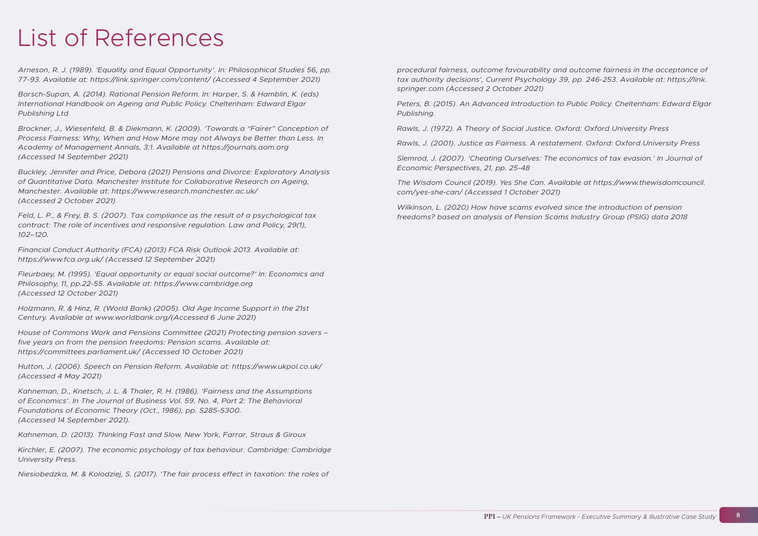# List of References

*Arneson, R. J. (1989). 'Equality and Equal Opportunity'. In: Philosophical Studies 56, pp. 77-93. Available at: https://link.springer.com/content/ (Accessed 4 September 2021)*

*Borsch-Supan, A. (2014). Rational Pension Reform. In: Harper, S. & Hamblin, K. (eds) International Handbook on Ageing and Public Policy. Cheltenham: Edward Elgar Publishing Ltd*

*Brockner, J., Wiesenfeld, B. & Diekmann, K. (2009). 'Towards a "Fairer" Conception of Process Fairness: Why, When and How More may not Always be Better than Less. In Academy of Management Annals, 3:1. Available at https://journals.aom.org (Accessed 14 September 2021)*

*Buckley, Jennifer and Price, Debora (2021) Pensions and Divorce: Exploratory Analysis of Quantitative Data. Manchester Institute for Collaborative Research on Ageing, Manchester. Available at: https://www.research.manchester.ac.uk/ (Accessed 2 October 2021)*

*Feld, L. P., & Frey, B. S. (2007). Tax compliance as the result of a psychological tax contract: The role of incentives and responsive regulation. Law and Policy, 29(1), 102–120.*

*Financial Conduct Authority (FCA) (2013) FCA Risk Outlook 2013. Available at: https://www.fca.org.uk/ (Accessed 12 September 2021)*

*Fleurbaey, M. (1995). 'Equal opportunity or equal social outcome?' In: Economics and Philosophy, 11, pp.22-55. Available at: https://www.cambridge.org (Accessed 12 October 2021)*

*Holzmann, R. & Hinz, R. (World Bank) (2005). Old Age Income Support in the 21st Century. Available at www.worldbank.org/(Accessed 6 June 2021)*

*House of Commons Work and Pensions Committee (2021) Protecting pension savers – five years on from the pension freedoms: Pension scams. Available at: https://committees.parliament.uk/ (Accessed 10 October 2021)*

*Hutton, J. (2006). Speech on Pension Reform. Available at: https://www.ukpol.co.uk/ (Accessed 4 May 2021)*

*Kahneman, D., Knetsch, J. L. & Thaler, R. H. (1986). 'Fairness and the Assumptions of Economics'. In The Journal of Business Vol. 59, No. 4, Part 2: The Behavioral Foundations of Economic Theory (Oct., 1986), pp. S285-S300. (Accessed 14 September 2021).*

*Kahneman, D. (2013). Thinking Fast and Slow. New York, Farrar, Straus & Giroux*

*Kirchler, E. (2007). The economic psychology of tax behaviour. Cambridge: Cambridge University Press.*

*Niesiobedzka, M. & Kolodziej, S. (2017). 'The fair process effect in taxation: the roles of procedural fairness, outcome favourability and outcome fairness in the acceptance of tax authority decisions', Current Psychology 39, pp. 246-253. Available at: https://link.springer.com (Accessed 2 October 2021)*

*Peters, B. (2015). An Advanced Introduction to Public Policy. Cheltenham: Edward Elgar Publishing.*

*Rawls, J. (1972). A Theory of Social Justice. Oxford: Oxford University Press*

*Rawls, J. (2001). Justice as Fairness. A restatement. Oxford: Oxford University Press*

*Slemrod, J. (2007). 'Cheating Ourselves: The economics of tax evasion.' In Journal of Economic Perspectives, 21, pp. 25-48*

*The Wisdom Council (2019). Yes She Can. Available at https://www.thewisdomcouncil.com/yes-she-can/ (Accessed 1 October 2021)*

*Wilkinson, L. (2020) How have scams evolved since the introduction of pension freedoms? based on analysis of Pension Scams Industry Group (PSIG) data 2018*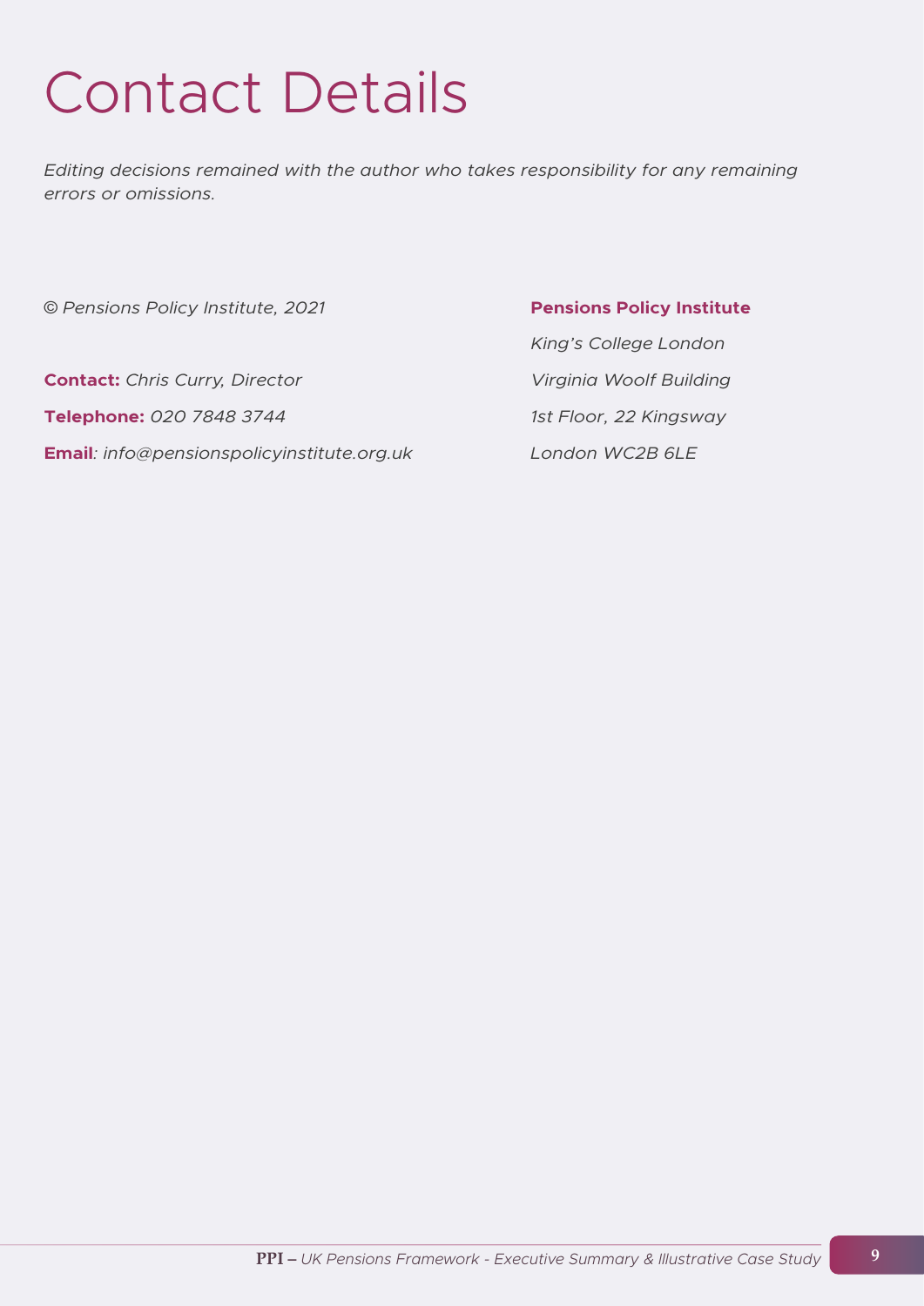# Contact Details

*Editing decisions remained with the author who takes responsibility for any remaining errors or omissions.*

*© Pensions Policy Institute, 2021*

**Contact:** *Chris Curry, Director*

**Telephone:** *020 7848 3744*

**Email***: info@pensionspolicyinstitute.org.uk*

**Pensions Policy Institute**

*King's College London*

*Virginia Woolf Building*

*1st Floor, 22 Kingsway*

*London WC2B 6LE*